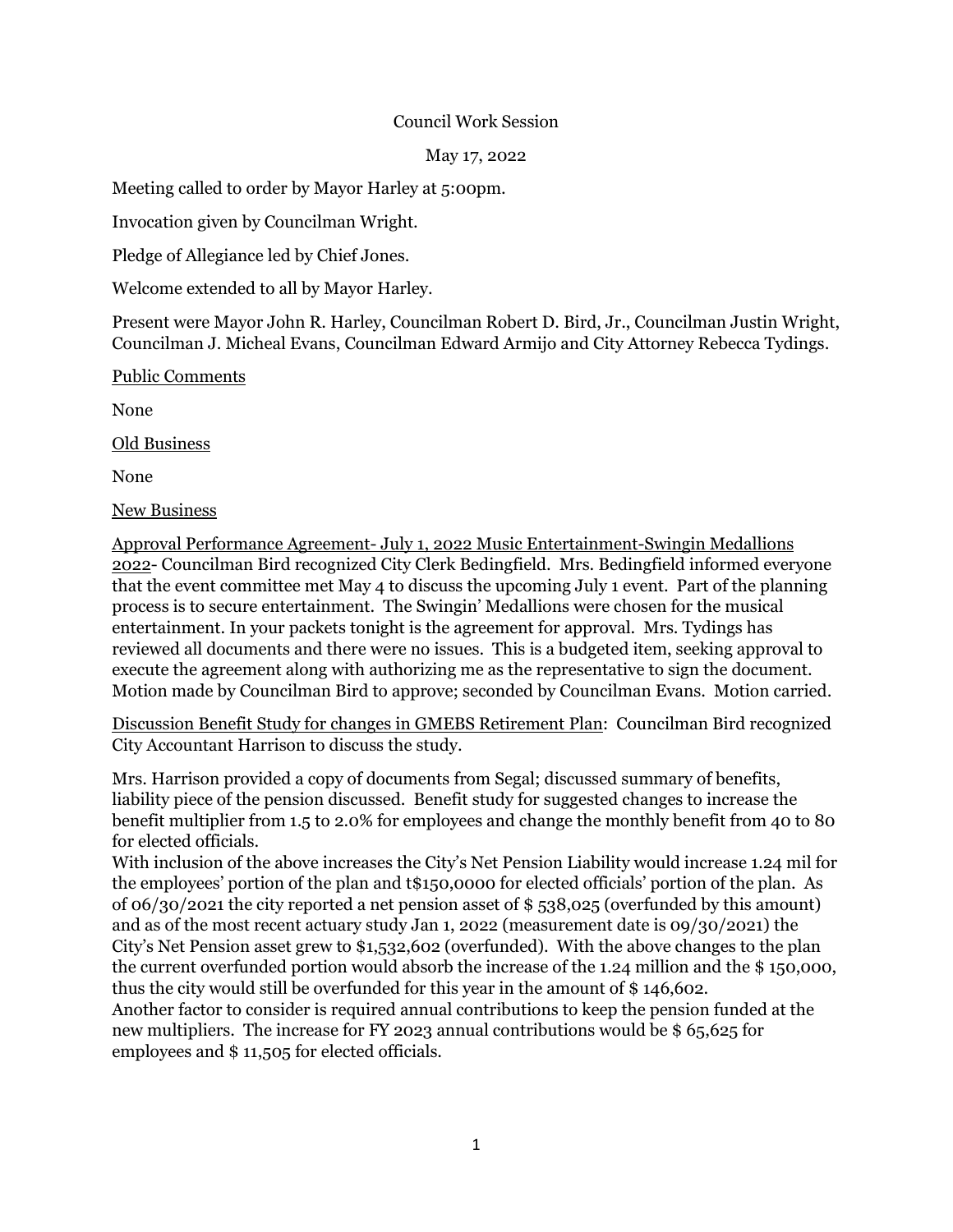Council Work Session

May 17, 2022

Meeting called to order by Mayor Harley at 5:00pm.

Invocation given by Councilman Wright.

Pledge of Allegiance led by Chief Jones.

Welcome extended to all by Mayor Harley.

Present were Mayor John R. Harley, Councilman Robert D. Bird, Jr., Councilman Justin Wright, Councilman J. Micheal Evans, Councilman Edward Armijo and City Attorney Rebecca Tydings.

<u>Public Comments</u>

None

<u>Old Business</u>

None

<u>New Business</u>

<u>Approval Performance Agreement- July 1, 2022 Music Entertainment-Swingin Medallions 2022</u>- Councilman Bird recognized City Clerk Bedingfield. Mrs. Bedingfield informed everyone that the event committee met May 4 to discuss the upcoming July 1 event. Part of the planning process is to secure entertainment. The Swingin' Medallions were chosen for the musical entertainment. In your packets tonight is the agreement for approval. Mrs. Tydings has reviewed all documents and there were no issues. This is a budgeted item, seeking approval to execute the agreement along with authorizing me as the representative to sign the document. Motion made by Councilman Bird to approve; seconded by Councilman Evans. Motion carried.

<u>Discussion Benefit Study for changes in GMEBS Retirement Plan</u>: Councilman Bird recognized City Accountant Harrison to discuss the study.

Mrs. Harrison provided a copy of documents from Segal; discussed summary of benefits, liability piece of the pension discussed. Benefit study for suggested changes to increase the benefit multiplier from 1.5 to 2.0% for employees and change the monthly benefit from 40 to 80 for elected officials.

With inclusion of the above increases the City's Net Pension Liability would increase 1.24 mil for the employees' portion of the plan and t$150,0000 for elected officials' portion of the plan. As of 06/30/2021 the city reported a net pension asset of $ 538,025 (overfunded by this amount) and as of the most recent actuary study Jan 1, 2022 (measurement date is 09/30/2021) the City's Net Pension asset grew to $1,532,602 (overfunded). With the above changes to the plan the current overfunded portion would absorb the increase of the 1.24 million and the $ 150,000, thus the city would still be overfunded for this year in the amount of $ 146,602.

Another factor to consider is required annual contributions to keep the pension funded at the new multipliers. The increase for FY 2023 annual contributions would be $ 65,625 for employees and $ 11,505 for elected officials.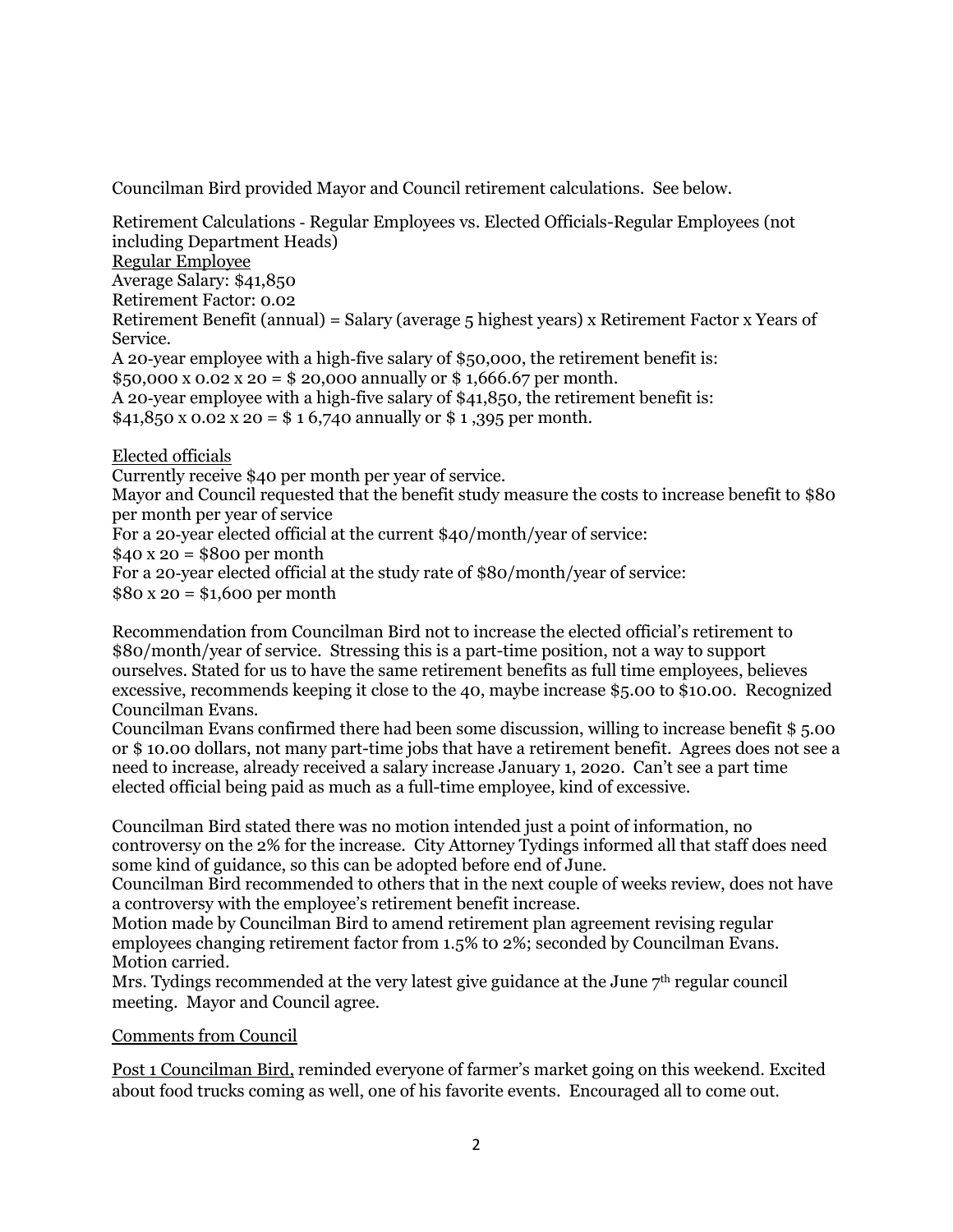Councilman Bird provided Mayor and Council retirement calculations. See below.

Retirement Calculations - Regular Employees vs. Elected Officials-Regular Employees (not including Department Heads)

<u>Regular Employee</u>

Average Salary: $41,850

Retirement Factor: 0.02

Retirement Benefit (annual) = Salary (average 5 highest years) x Retirement Factor x Years of Service.

A 20-year employee with a high-five salary of $50,000, the retirement benefit is:

$50,000 x 0.02 x 20 = $ 20,000 annually or $ 1,666.67 per month.

A 20-year employee with a high-five salary of $41,850, the retirement benefit is:

$41,850 x 0.02 x 20 = $ 1 6,740 annually or $ 1 ,395 per month.

<u>Elected officials</u>

Currently receive $40 per month per year of service.

Mayor and Council requested that the benefit study measure the costs to increase benefit to $80 per month per year of service

For a 20-year elected official at the current $40/month/year of service:

$40 x 20 = $800 per month

For a 20-year elected official at the study rate of $80/month/year of service:

$80 x 20 = $1,600 per month

Recommendation from Councilman Bird not to increase the elected official's retirement to $80/month/year of service. Stressing this is a part-time position, not a way to support ourselves. Stated for us to have the same retirement benefits as full time employees, believes excessive, recommends keeping it close to the 40, maybe increase $5.00 to $10.00. Recognized Councilman Evans.

Councilman Evans confirmed there had been some discussion, willing to increase benefit $ 5.00 or $ 10.00 dollars, not many part-time jobs that have a retirement benefit. Agrees does not see a need to increase, already received a salary increase January 1, 2020. Can't see a part time elected official being paid as much as a full-time employee, kind of excessive.

Councilman Bird stated there was no motion intended just a point of information, no controversy on the 2% for the increase. City Attorney Tydings informed all that staff does need some kind of guidance, so this can be adopted before end of June.

Councilman Bird recommended to others that in the next couple of weeks review, does not have a controversy with the employee's retirement benefit increase.

Motion made by Councilman Bird to amend retirement plan agreement revising regular employees changing retirement factor from 1.5% to 2%; seconded by Councilman Evans. Motion carried.

Mrs. Tydings recommended at the very latest give guidance at the June 7th regular council meeting. Mayor and Council agree.

<u>Comments from Council</u>

<u>Post 1 Councilman Bird,</u> reminded everyone of farmer's market going on this weekend. Excited about food trucks coming as well, one of his favorite events. Encouraged all to come out.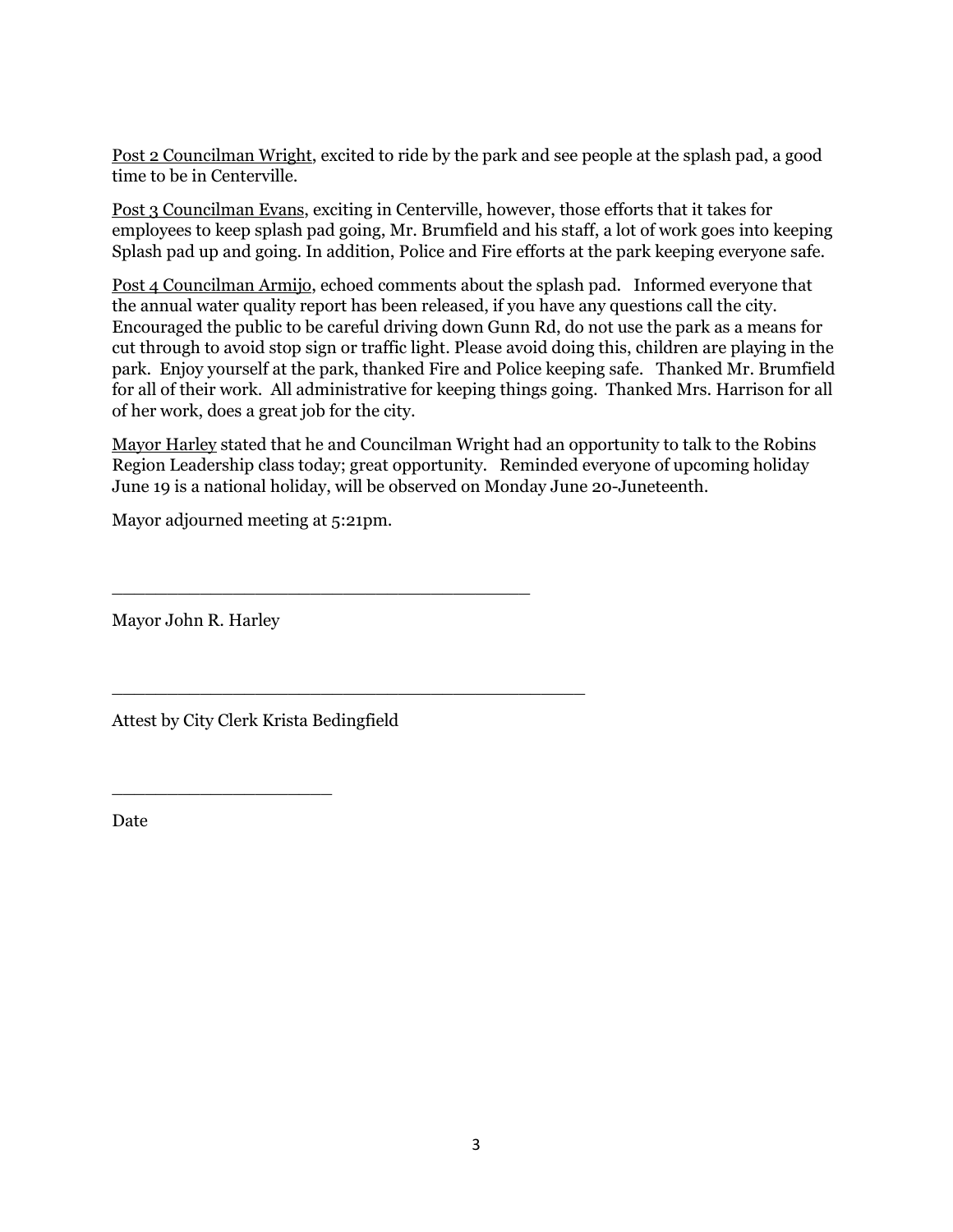<u>Post 2 Councilman Wright</u>, excited to ride by the park and see people at the splash pad, a good time to be in Centerville.

<u>Post 3 Councilman Evans</u>, exciting in Centerville, however, those efforts that it takes for employees to keep splash pad going, Mr. Brumfield and his staff, a lot of work goes into keeping Splash pad up and going. In addition, Police and Fire efforts at the park keeping everyone safe.

<u>Post 4 Councilman Armijo</u>, echoed comments about the splash pad. Informed everyone that the annual water quality report has been released, if you have any questions call the city. Encouraged the public to be careful driving down Gunn Rd, do not use the park as a means for cut through to avoid stop sign or traffic light. Please avoid doing this, children are playing in the park. Enjoy yourself at the park, thanked Fire and Police keeping safe. Thanked Mr. Brumfield for all of their work. All administrative for keeping things going. Thanked Mrs. Harrison for all of her work, does a great job for the city.

<u>Mayor Harley</u> stated that he and Councilman Wright had an opportunity to talk to the Robins Region Leadership class today; great opportunity. Reminded everyone of upcoming holiday June 19 is a national holiday, will be observed on Monday June 20-Juneteenth.

Mayor adjourned meeting at 5:21pm.

\_\_\_\_\_\_\_\_\_\_\_\_\_\_\_\_\_\_\_\_\_\_\_\_\_\_\_\_\_\_\_\_\_\_\_\_\_\_\_

Mayor John R. Harley

\_\_\_\_\_\_\_\_\_\_\_\_\_\_\_\_\_\_\_\_\_\_\_\_\_\_\_\_\_\_\_\_\_\_\_\_\_\_\_\_\_\_\_\_

Attest by City Clerk Krista Bedingfield

\_\_\_\_\_\_\_\_\_\_\_\_\_\_\_\_\_\_\_\_

Date